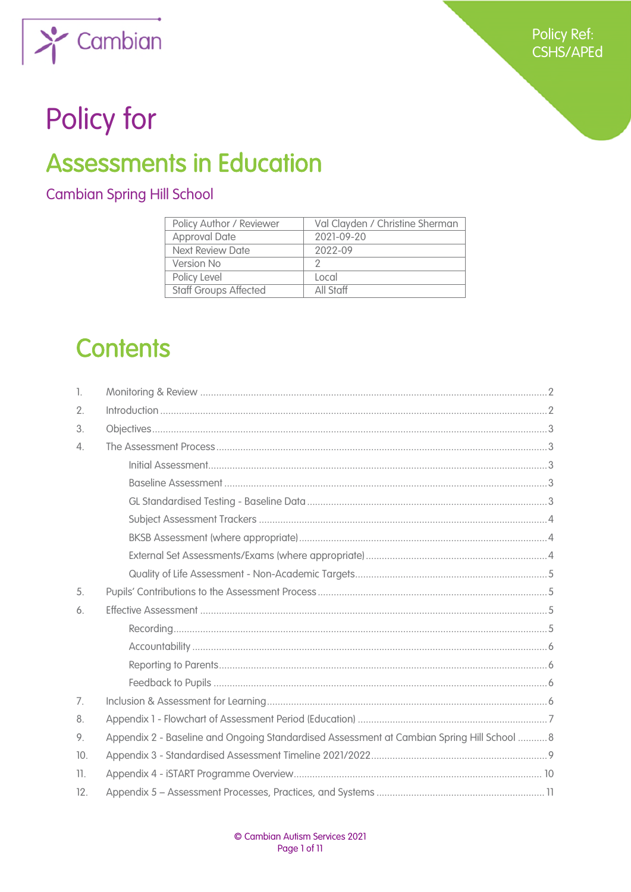Cambian

Policy Ref: CSHS/APEd

# Policy for

# Assessments in Education

## Cambian Spring Hill School

| | |
|---|---|
| Policy Author / Reviewer | Val Clayden / Christine Sherman |
| Approval Date | 2021-09-20 |
| Next Review Date | 2022-09 |
| Version No | 2 |
| Policy Level | Local |
| Staff Groups Affected | All Staff |

# Contents

1. Monitoring & Review ..... 2
2. Introduction ..... 2
3. Objectives ..... 3
4. The Assessment Process ..... 3
   - Initial Assessment ..... 3
   - Baseline Assessment ..... 3
   - GL Standardised Testing - Baseline Data ..... 3
   - Subject Assessment Trackers ..... 4
   - BKSB Assessment (where appropriate) ..... 4
   - External Set Assessments/Exams (where appropriate) ..... 4
   - Quality of Life Assessment - Non-Academic Targets ..... 5
5. Pupils' Contributions to the Assessment Process ..... 5
6. Effective Assessment ..... 5
   - Recording ..... 5
   - Accountability ..... 6
   - Reporting to Parents ..... 6
   - Feedback to Pupils ..... 6
7. Inclusion & Assessment for Learning ..... 6
8. Appendix 1 - Flowchart of Assessment Period (Education) ..... 7
9. Appendix 2 - Baseline and Ongoing Standardised Assessment at Cambian Spring Hill School ..... 8
10. Appendix 3 - Standardised Assessment Timeline 2021/2022 ..... 9
11. Appendix 4 - iSTART Programme Overview ..... 10
12. Appendix 5 – Assessment Processes, Practices, and Systems ..... 11

© Cambian Autism Services 2021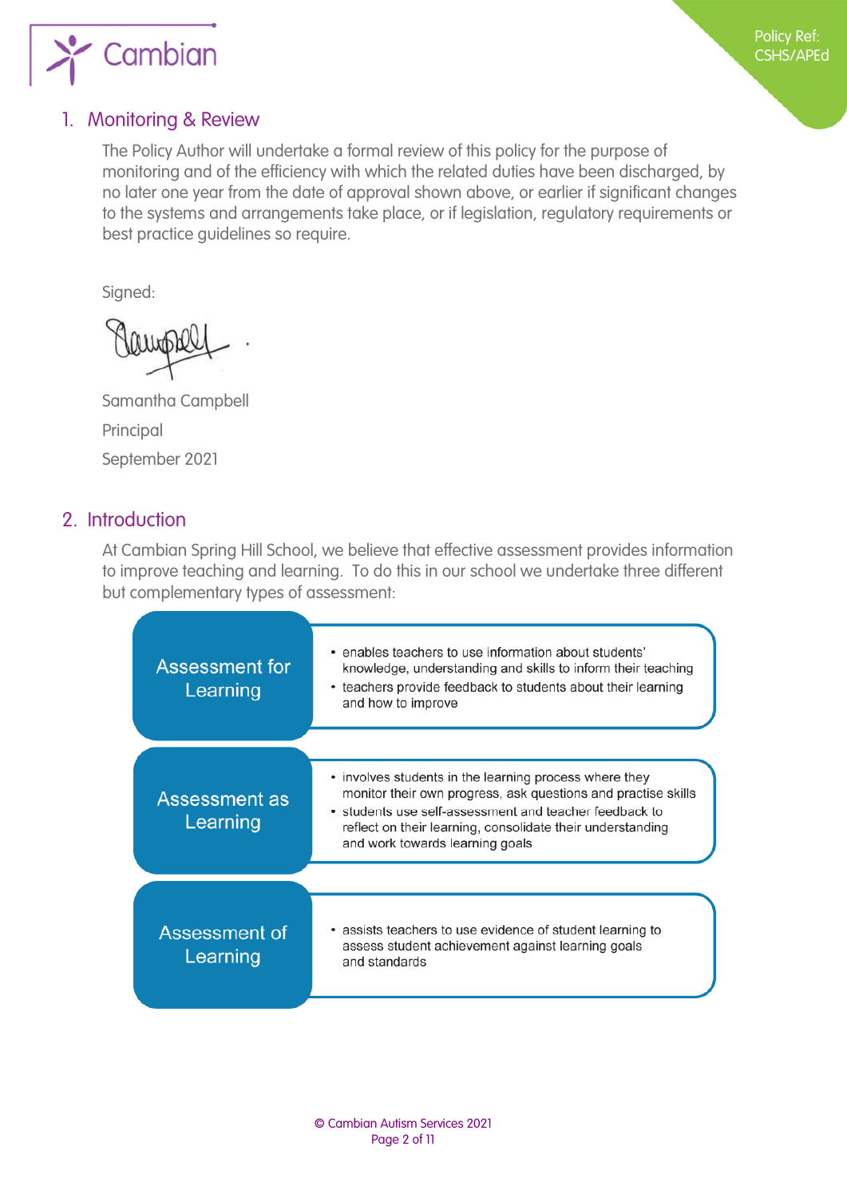## 1. Monitoring & Review

The Policy Author will undertake a formal review of this policy for the purpose of monitoring and of the efficiency with which the related duties have been discharged, by no later one year from the date of approval shown above, or earlier if significant changes to the systems and arrangements take place, or if legislation, regulatory requirements or best practice guidelines so require.

Signed:

Samantha Campbell

Principal

September 2021

## 2. Introduction

At Cambian Spring Hill School, we believe that effective assessment provides information to improve teaching and learning. To do this in our school we undertake three different but complementary types of assessment:

| | |
|---|---|
| Assessment for Learning | • enables teachers to use information about students' knowledge, understanding and skills to inform their teaching<br>• teachers provide feedback to students about their learning and how to improve |
| Assessment as Learning | • involves students in the learning process where they monitor their own progress, ask questions and practise skills<br>• students use self-assessment and teacher feedback to reflect on their learning, consolidate their understanding and work towards learning goals |
| Assessment of Learning | • assists teachers to use evidence of student learning to assess student achievement against learning goals and standards |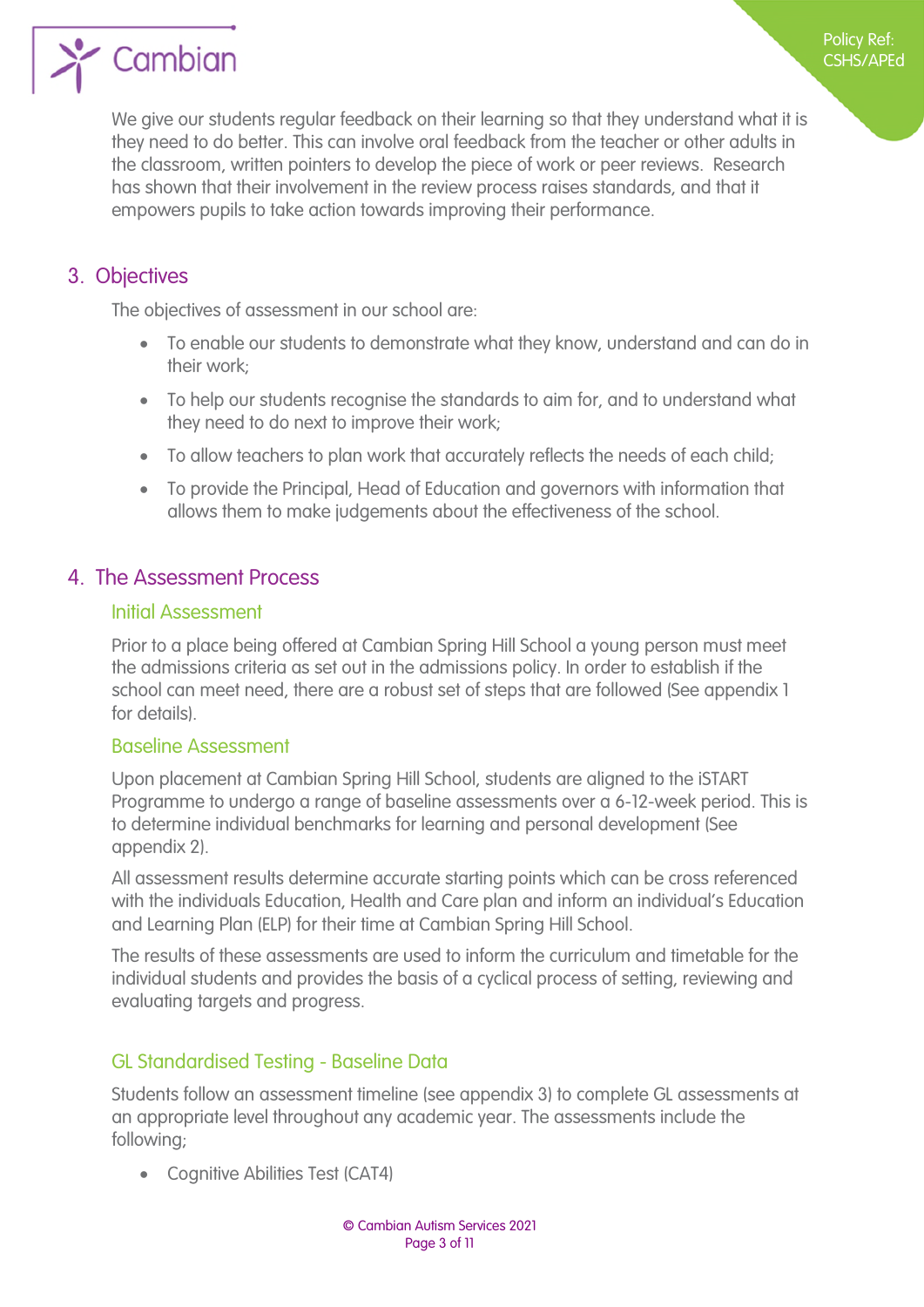We give our students regular feedback on their learning so that they understand what it is they need to do better. This can involve oral feedback from the teacher or other adults in the classroom, written pointers to develop the piece of work or peer reviews. Research has shown that their involvement in the review process raises standards, and that it empowers pupils to take action towards improving their performance.

## 3. Objectives

The objectives of assessment in our school are:

- To enable our students to demonstrate what they know, understand and can do in their work;
- To help our students recognise the standards to aim for, and to understand what they need to do next to improve their work;
- To allow teachers to plan work that accurately reflects the needs of each child;
- To provide the Principal, Head of Education and governors with information that allows them to make judgements about the effectiveness of the school.

## 4. The Assessment Process

### Initial Assessment

Prior to a place being offered at Cambian Spring Hill School a young person must meet the admissions criteria as set out in the admissions policy. In order to establish if the school can meet need, there are a robust set of steps that are followed (See appendix 1 for details).

### Baseline Assessment

Upon placement at Cambian Spring Hill School, students are aligned to the iSTART Programme to undergo a range of baseline assessments over a 6-12-week period. This is to determine individual benchmarks for learning and personal development (See appendix 2).

All assessment results determine accurate starting points which can be cross referenced with the individuals Education, Health and Care plan and inform an individual's Education and Learning Plan (ELP) for their time at Cambian Spring Hill School.

The results of these assessments are used to inform the curriculum and timetable for the individual students and provides the basis of a cyclical process of setting, reviewing and evaluating targets and progress.

### GL Standardised Testing - Baseline Data

Students follow an assessment timeline (see appendix 3) to complete GL assessments at an appropriate level throughout any academic year. The assessments include the following;

- Cognitive Abilities Test (CAT4)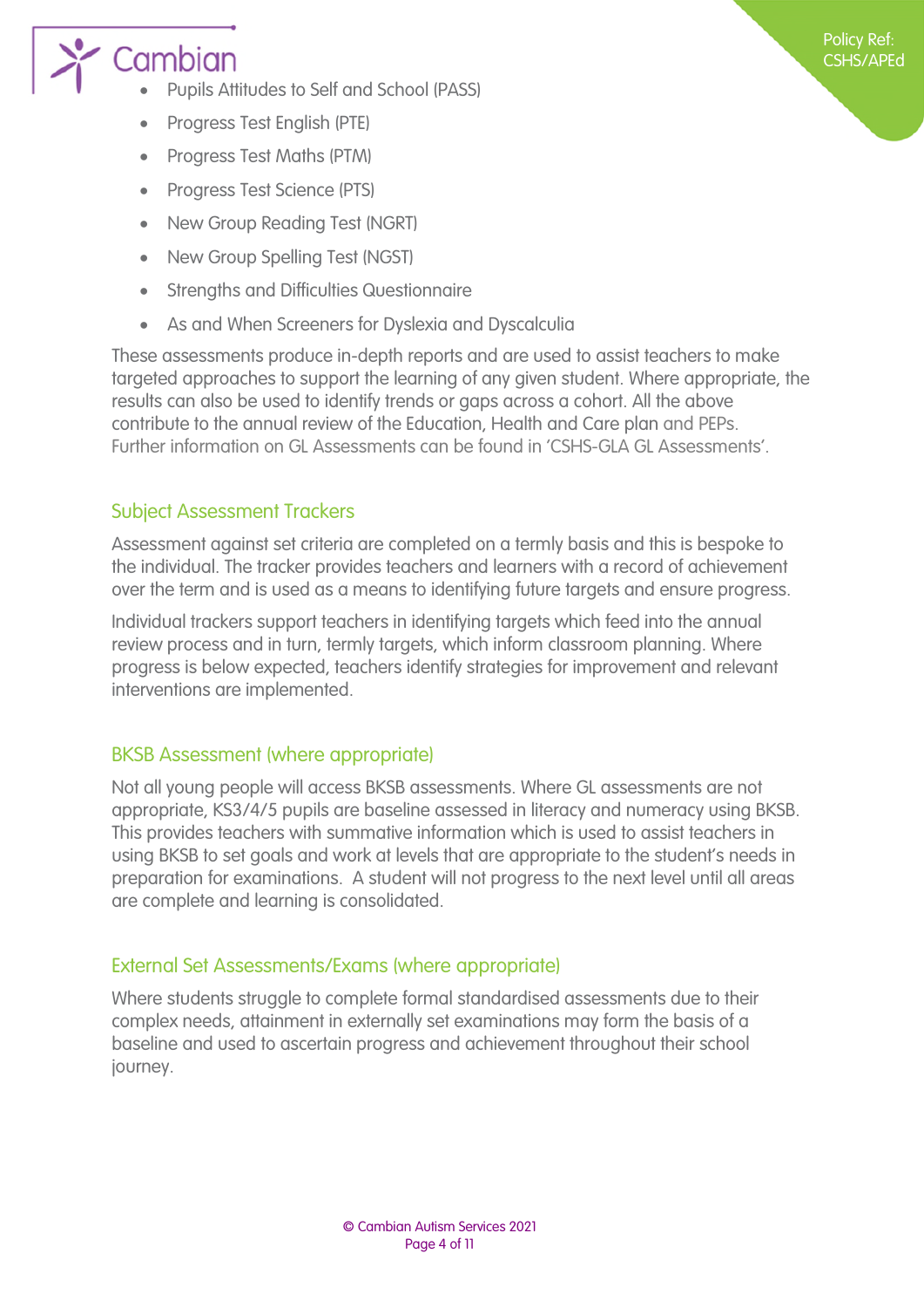- Pupils Attitudes to Self and School (PASS)
- Progress Test English (PTE)
- Progress Test Maths (PTM)
- Progress Test Science (PTS)
- New Group Reading Test (NGRT)
- New Group Spelling Test (NGST)
- Strengths and Difficulties Questionnaire
- As and When Screeners for Dyslexia and Dyscalculia

These assessments produce in-depth reports and are used to assist teachers to make targeted approaches to support the learning of any given student. Where appropriate, the results can also be used to identify trends or gaps across a cohort. All the above contribute to the annual review of the Education, Health and Care plan and PEPs. Further information on GL Assessments can be found in 'CSHS-GLA GL Assessments'.

## Subject Assessment Trackers

Assessment against set criteria are completed on a termly basis and this is bespoke to the individual. The tracker provides teachers and learners with a record of achievement over the term and is used as a means to identifying future targets and ensure progress.

Individual trackers support teachers in identifying targets which feed into the annual review process and in turn, termly targets, which inform classroom planning. Where progress is below expected, teachers identify strategies for improvement and relevant interventions are implemented.

## BKSB Assessment (where appropriate)

Not all young people will access BKSB assessments. Where GL assessments are not appropriate, KS3/4/5 pupils are baseline assessed in literacy and numeracy using BKSB. This provides teachers with summative information which is used to assist teachers in using BKSB to set goals and work at levels that are appropriate to the student's needs in preparation for examinations. A student will not progress to the next level until all areas are complete and learning is consolidated.

## External Set Assessments/Exams (where appropriate)

Where students struggle to complete formal standardised assessments due to their complex needs, attainment in externally set examinations may form the basis of a baseline and used to ascertain progress and achievement throughout their school journey.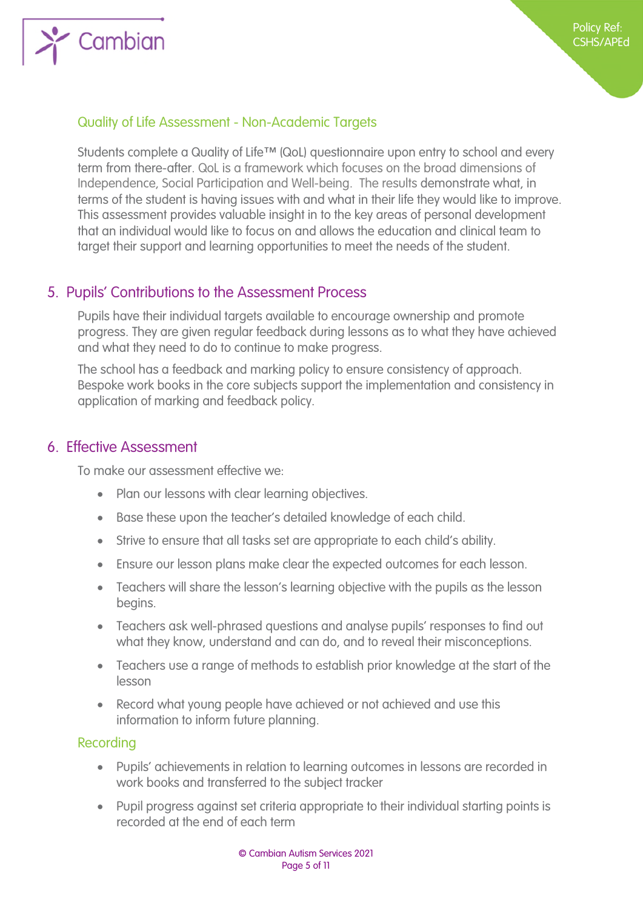### Quality of Life Assessment - Non-Academic Targets

Students complete a Quality of Life™ (QoL) questionnaire upon entry to school and every term from there-after. QoL is a framework which focuses on the broad dimensions of Independence, Social Participation and Well-being. The results demonstrate what, in terms of the student is having issues with and what in their life they would like to improve. This assessment provides valuable insight in to the key areas of personal development that an individual would like to focus on and allows the education and clinical team to target their support and learning opportunities to meet the needs of the student.

## 5. Pupils' Contributions to the Assessment Process

Pupils have their individual targets available to encourage ownership and promote progress. They are given regular feedback during lessons as to what they have achieved and what they need to do to continue to make progress.

The school has a feedback and marking policy to ensure consistency of approach. Bespoke work books in the core subjects support the implementation and consistency in application of marking and feedback policy.

## 6. Effective Assessment

To make our assessment effective we:

- Plan our lessons with clear learning objectives.
- Base these upon the teacher's detailed knowledge of each child.
- Strive to ensure that all tasks set are appropriate to each child's ability.
- Ensure our lesson plans make clear the expected outcomes for each lesson.
- Teachers will share the lesson's learning objective with the pupils as the lesson begins.
- Teachers ask well-phrased questions and analyse pupils' responses to find out what they know, understand and can do, and to reveal their misconceptions.
- Teachers use a range of methods to establish prior knowledge at the start of the lesson
- Record what young people have achieved or not achieved and use this information to inform future planning.

### Recording

- Pupils' achievements in relation to learning outcomes in lessons are recorded in work books and transferred to the subject tracker
- Pupil progress against set criteria appropriate to their individual starting points is recorded at the end of each term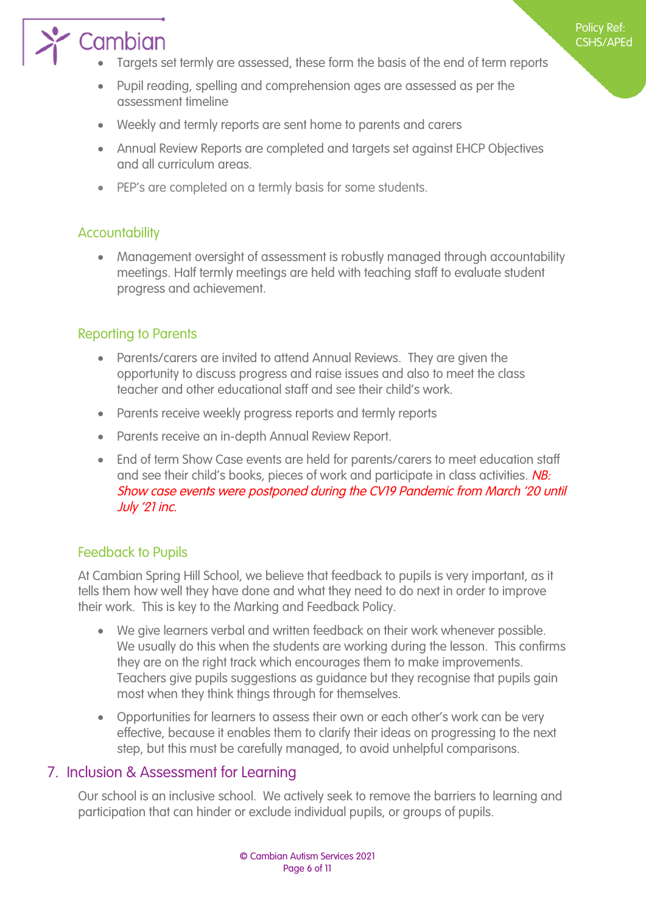- Targets set termly are assessed, these form the basis of the end of term reports
- Pupil reading, spelling and comprehension ages are assessed as per the assessment timeline
- Weekly and termly reports are sent home to parents and carers
- Annual Review Reports are completed and targets set against EHCP Objectives and all curriculum areas.
- PEP's are completed on a termly basis for some students.

### Accountability

- Management oversight of assessment is robustly managed through accountability meetings. Half termly meetings are held with teaching staff to evaluate student progress and achievement.

### Reporting to Parents

- Parents/carers are invited to attend Annual Reviews. They are given the opportunity to discuss progress and raise issues and also to meet the class teacher and other educational staff and see their child's work.
- Parents receive weekly progress reports and termly reports
- Parents receive an in-depth Annual Review Report.
- End of term Show Case events are held for parents/carers to meet education staff and see their child's books, pieces of work and participate in class activities. *NB: Show case events were postponed during the CV19 Pandemic from March '20 until July '21 inc.*

### Feedback to Pupils

At Cambian Spring Hill School, we believe that feedback to pupils is very important, as it tells them how well they have done and what they need to do next in order to improve their work. This is key to the Marking and Feedback Policy.

- We give learners verbal and written feedback on their work whenever possible. We usually do this when the students are working during the lesson. This confirms they are on the right track which encourages them to make improvements. Teachers give pupils suggestions as guidance but they recognise that pupils gain most when they think things through for themselves.
- Opportunities for learners to assess their own or each other's work can be very effective, because it enables them to clarify their ideas on progressing to the next step, but this must be carefully managed, to avoid unhelpful comparisons.

## 7. Inclusion & Assessment for Learning

Our school is an inclusive school. We actively seek to remove the barriers to learning and participation that can hinder or exclude individual pupils, or groups of pupils.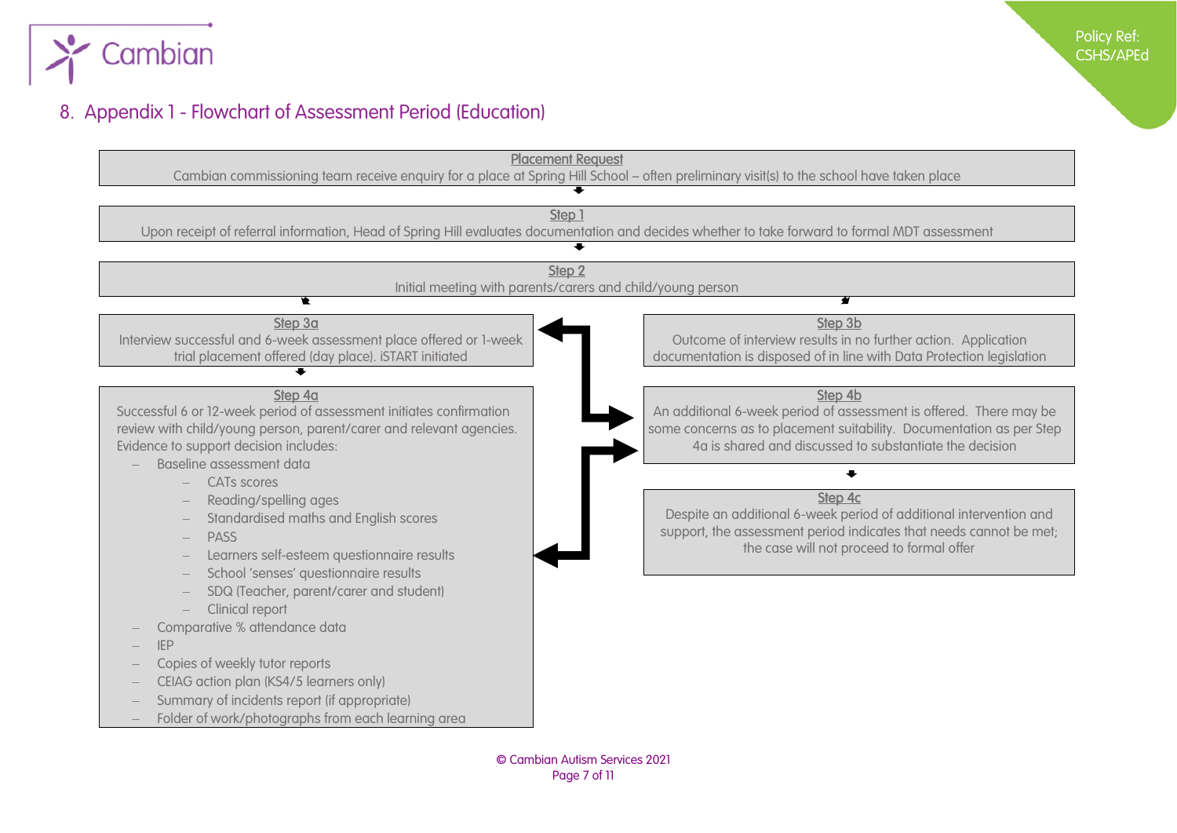## 8. Appendix 1 - Flowchart of Assessment Period (Education)

**Placement Request**

Cambian commissioning team receive enquiry for a place at Spring Hill School – often preliminary visit(s) to the school have taken place

**Step 1**

Upon receipt of referral information, Head of Spring Hill evaluates documentation and decides whether to take forward to formal MDT assessment

**Step 2**

Initial meeting with parents/carers and child/young person

**Step 3a**

Interview successful and 6-week assessment place offered or 1-week trial placement offered (day place). iSTART initiated

**Step 3b**

Outcome of interview results in no further action. Application documentation is disposed of in line with Data Protection legislation

**Step 4a**

Successful 6 or 12-week period of assessment initiates confirmation review with child/young person, parent/carer and relevant agencies. Evidence to support decision includes:

- Baseline assessment data
  - CATs scores
  - Reading/spelling ages
  - Standardised maths and English scores
  - PASS
  - Learners self-esteem questionnaire results
  - School 'senses' questionnaire results
  - SDQ (Teacher, parent/carer and student)
  - Clinical report
- Comparative % attendance data
- IEP
- Copies of weekly tutor reports
- CEIAG action plan (KS4/5 learners only)
- Summary of incidents report (if appropriate)
- Folder of work/photographs from each learning area

**Step 4b**

An additional 6-week period of assessment is offered. There may be some concerns as to placement suitability. Documentation as per Step 4a is shared and discussed to substantiate the decision

**Step 4c**

Despite an additional 6-week period of additional intervention and support, the assessment period indicates that needs cannot be met; the case will not proceed to formal offer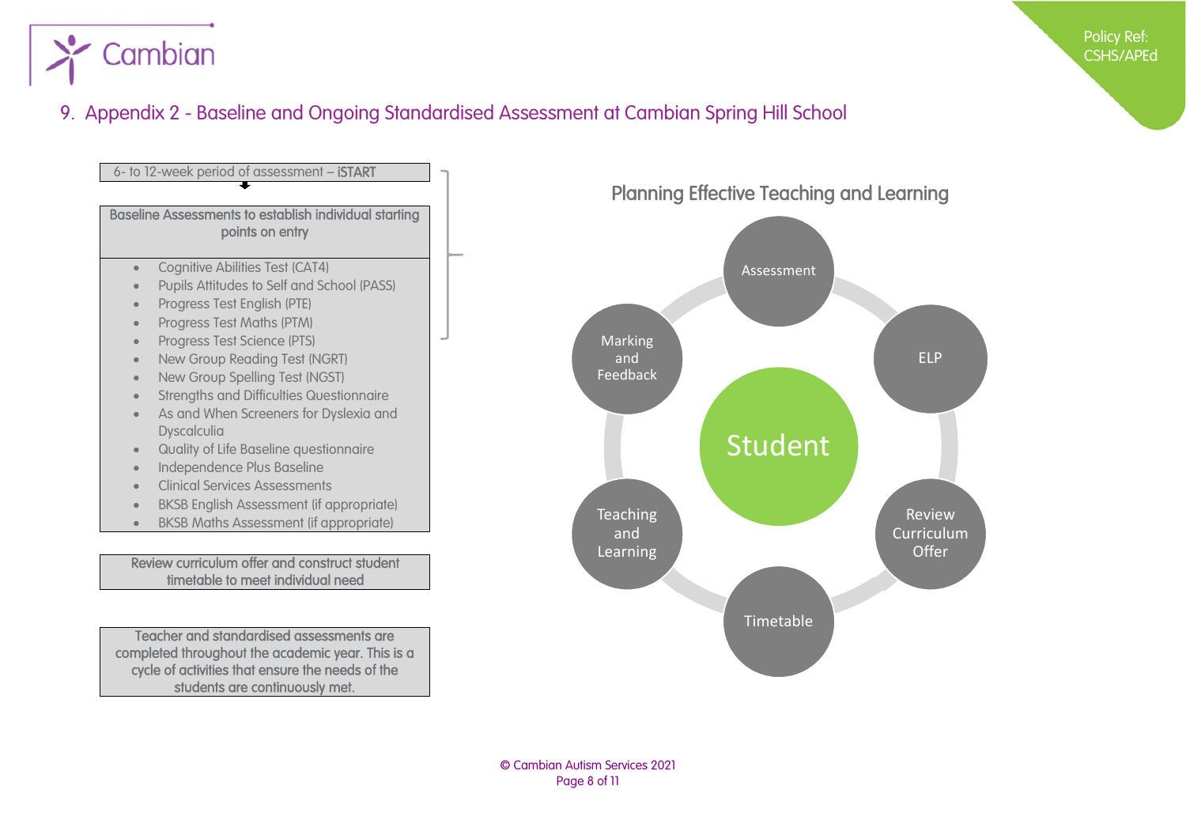## 9. Appendix 2 - Baseline and Ongoing Standardised Assessment at Cambian Spring Hill School

6- to 12-week period of assessment – iSTART

**Baseline Assessments to establish individual starting points on entry**

- Cognitive Abilities Test (CAT4)
- Pupils Attitudes to Self and School (PASS)
- Progress Test English (PTE)
- Progress Test Maths (PTM)
- Progress Test Science (PTS)
- New Group Reading Test (NGRT)
- New Group Spelling Test (NGST)
- Strengths and Difficulties Questionnaire
- As and When Screeners for Dyslexia and Dyscalculia
- Quality of Life Baseline questionnaire
- Independence Plus Baseline
- Clinical Services Assessments
- BKSB English Assessment (if appropriate)
- BKSB Maths Assessment (if appropriate)

Review curriculum offer and construct student timetable to meet individual need

Teacher and standardised assessments are completed throughout the academic year. This is a cycle of activities that ensure the needs of the students are continuously met.

### Planning Effective Teaching and Learning

Student

Assessment

ELP

Review Curriculum Offer

Timetable

Teaching and Learning

Marking and Feedback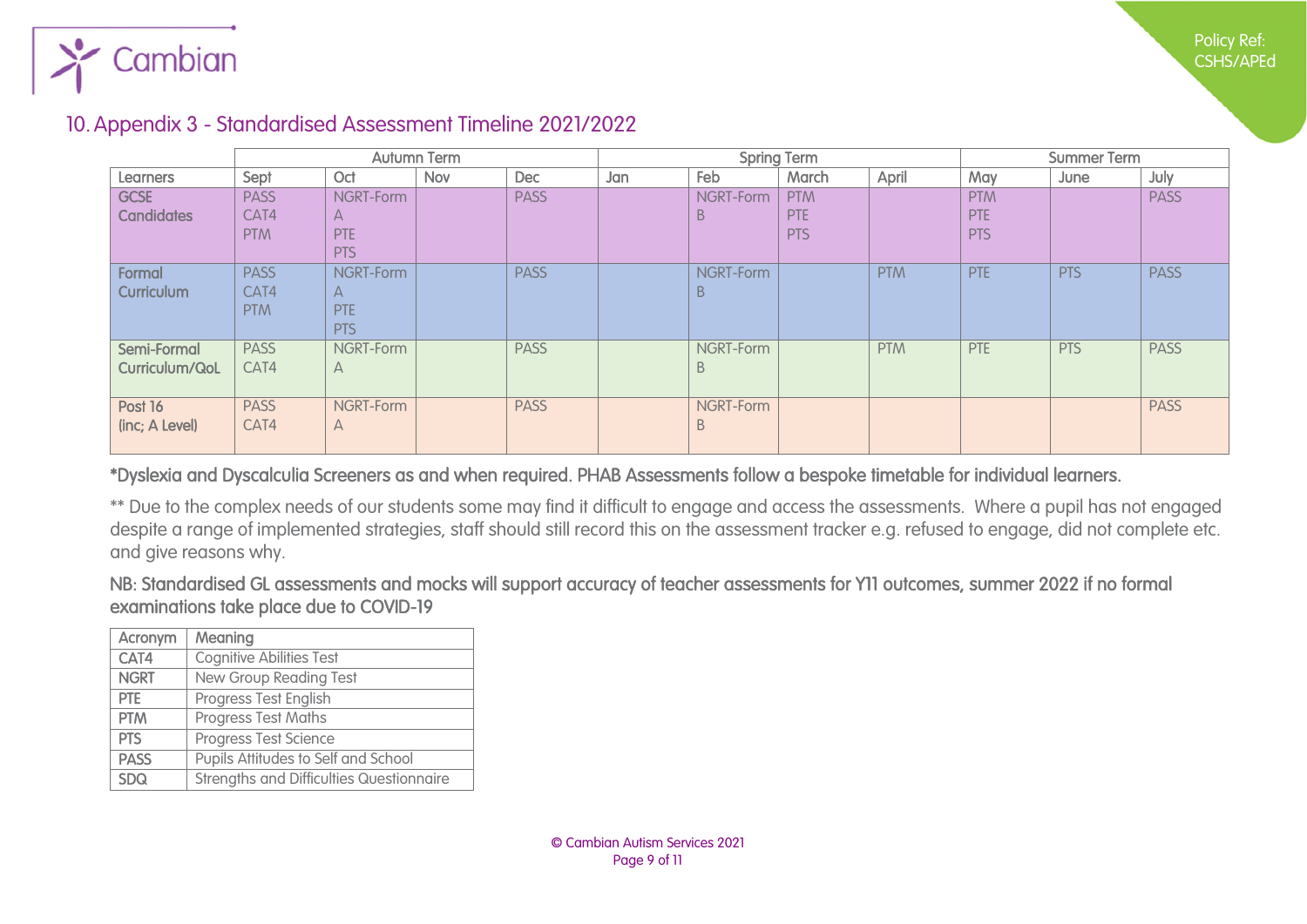## 10. Appendix 3 - Standardised Assessment Timeline 2021/2022

| | Autumn Term | | | | Spring Term | | | | Summer Term | | |
|---|---|---|---|---|---|---|---|---|---|---|---|
| Learners | Sept | Oct | Nov | Dec | Jan | Feb | March | April | May | June | July |
| GCSE Candidates | PASS CAT4 PTM | NGRT-Form A PTE PTS | | PASS | | NGRT-Form B | PTM PTE PTS | | PTM PTE PTS | | PASS |
| Formal Curriculum | PASS CAT4 PTM | NGRT-Form A PTE PTS | | PASS | | NGRT-Form B | | PTM | PTE | PTS | PASS |
| Semi-Formal Curriculum/QoL | PASS CAT4 | NGRT-Form A | | PASS | | NGRT-Form B | | PTM | PTE | PTS | PASS |
| Post 16 (inc; A Level) | PASS CAT4 | NGRT-Form A | | PASS | | NGRT-Form B | | | | | PASS |

*Dyslexia and Dyscalculia Screeners as and when required. PHAB Assessments follow a bespoke timetable for individual learners.

** Due to the complex needs of our students some may find it difficult to engage and access the assessments. Where a pupil has not engaged despite a range of implemented strategies, staff should still record this on the assessment tracker e.g. refused to engage, did not complete etc. and give reasons why.

NB: Standardised GL assessments and mocks will support accuracy of teacher assessments for Y11 outcomes, summer 2022 if no formal examinations take place due to COVID-19

| Acronym | Meaning |
|---|---|
| CAT4 | Cognitive Abilities Test |
| NGRT | New Group Reading Test |
| PTE | Progress Test English |
| PTM | Progress Test Maths |
| PTS | Progress Test Science |
| PASS | Pupils Attitudes to Self and School |
| SDQ | Strengths and Difficulties Questionnaire |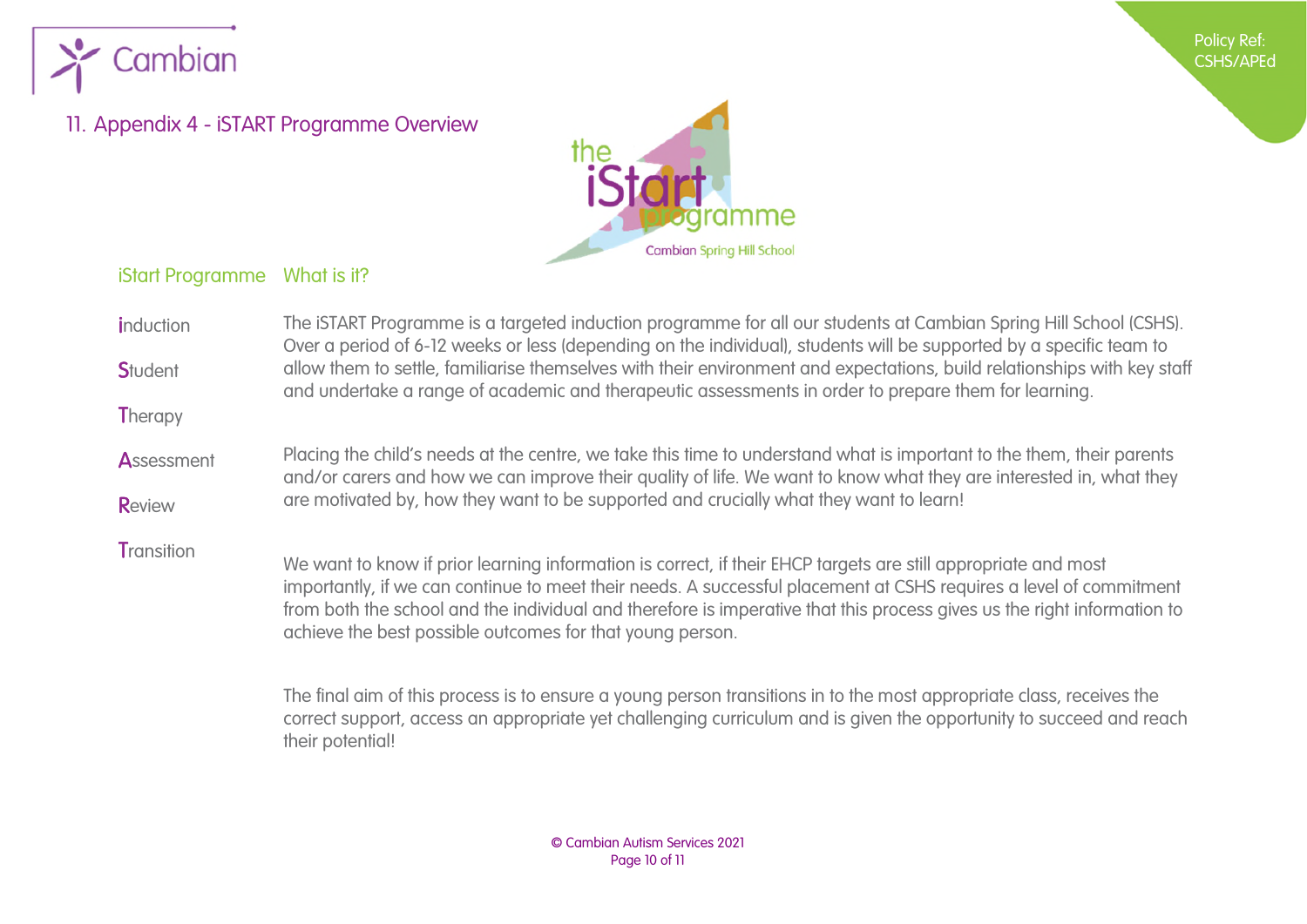## 11. Appendix 4 - iSTART Programme Overview

| iStart Programme | What is it? |
|---|---|
| **i**nduction<br>**S**tudent<br>**T**herapy<br>**A**ssessment<br>**R**eview<br>**T**ransition | The iSTART Programme is a targeted induction programme for all our students at Cambian Spring Hill School (CSHS). Over a period of 6-12 weeks or less (depending on the individual), students will be supported by a specific team to allow them to settle, familiarise themselves with their environment and expectations, build relationships with key staff and undertake a range of academic and therapeutic assessments in order to prepare them for learning.<br><br>Placing the child's needs at the centre, we take this time to understand what is important to the them, their parents and/or carers and how we can improve their quality of life. We want to know what they are interested in, what they are motivated by, how they want to be supported and crucially what they want to learn!<br><br>We want to know if prior learning information is correct, if their EHCP targets are still appropriate and most importantly, if we can continue to meet their needs. A successful placement at CSHS requires a level of commitment from both the school and the individual and therefore is imperative that this process gives us the right information to achieve the best possible outcomes for that young person.<br><br>The final aim of this process is to ensure a young person transitions in to the most appropriate class, receives the correct support, access an appropriate yet challenging curriculum and is given the opportunity to succeed and reach their potential! |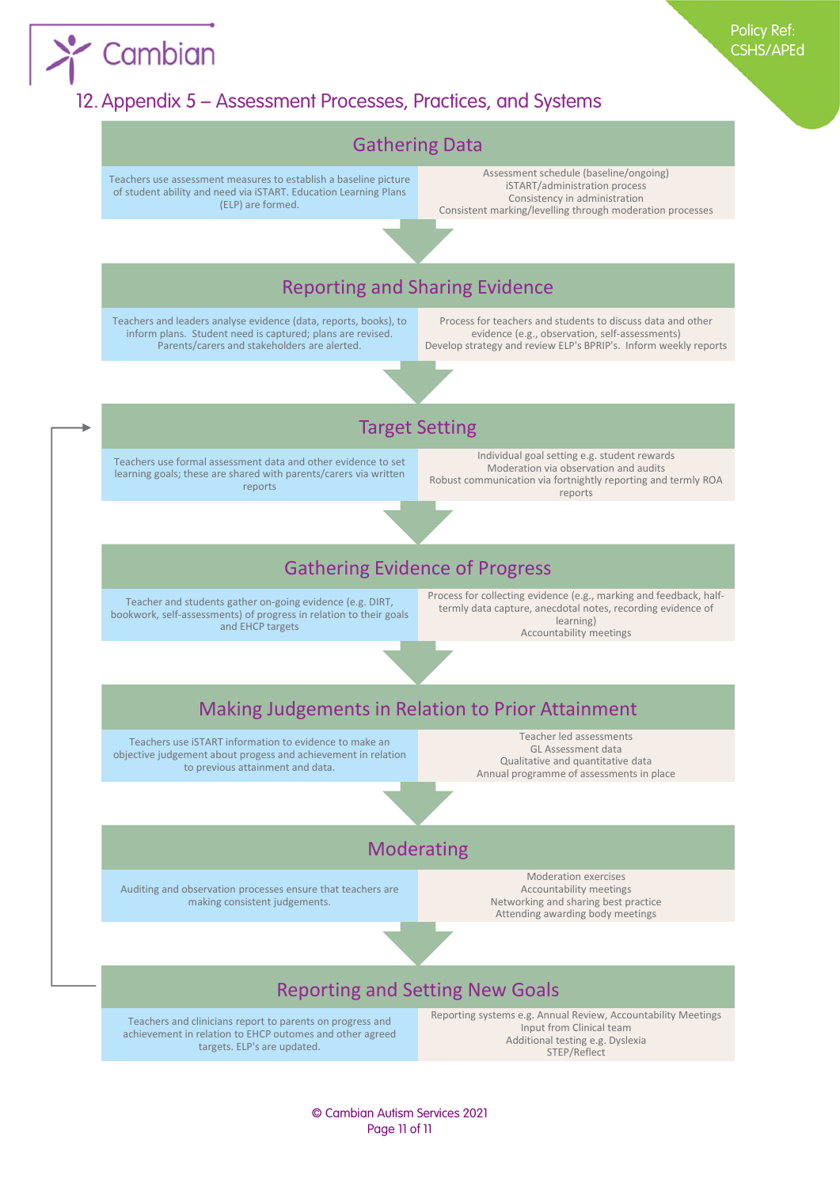## 12. Appendix 5 – Assessment Processes, Practices, and Systems

### Gathering Data

Teachers use assessment measures to establish a baseline picture of student ability and need via iSTART. Education Learning Plans (ELP) are formed.

Assessment schedule (baseline/ongoing)
iSTART/administration process
Consistency in administration
Consistent marking/levelling through moderation processes

### Reporting and Sharing Evidence

Teachers and leaders analyse evidence (data, reports, books), to inform plans. Student need is captured; plans are revised. Parents/carers and stakeholders are alerted.

Process for teachers and students to discuss data and other evidence (e.g., observation, self-assessments)
Develop strategy and review ELP's BPRIP's. Inform weekly reports

### Target Setting

Teachers use formal assessment data and other evidence to set learning goals; these are shared with parents/carers via written reports

Individual goal setting e.g. student rewards
Moderation via observation and audits
Robust communication via fortnightly reporting and termly ROA reports

### Gathering Evidence of Progress

Teacher and students gather on-going evidence (e.g. DIRT, bookwork, self-assessments) of progress in relation to their goals and EHCP targets

Process for collecting evidence (e.g., marking and feedback, half-termly data capture, anecdotal notes, recording evidence of learning)
Accountability meetings

### Making Judgements in Relation to Prior Attainment

Teachers use iSTART information to evidence to make an objective judgement about progess and achievement in relation to previous attainment and data.

Teacher led assessments
GL Assessment data
Qualitative and quantitative data
Annual programme of assessments in place

### Moderating

Auditing and observation processes ensure that teachers are making consistent judgements.

Moderation exercises
Accountability meetings
Networking and sharing best practice
Attending awarding body meetings

### Reporting and Setting New Goals

Teachers and clinicians report to parents on progress and achievement in relation to EHCP outomes and other agreed targets. ELP's are updated.

Reporting systems e.g. Annual Review, Accountability Meetings
Input from Clinical team
Additional testing e.g. Dyslexia
STEP/Reflect

© Cambian Autism Services 2021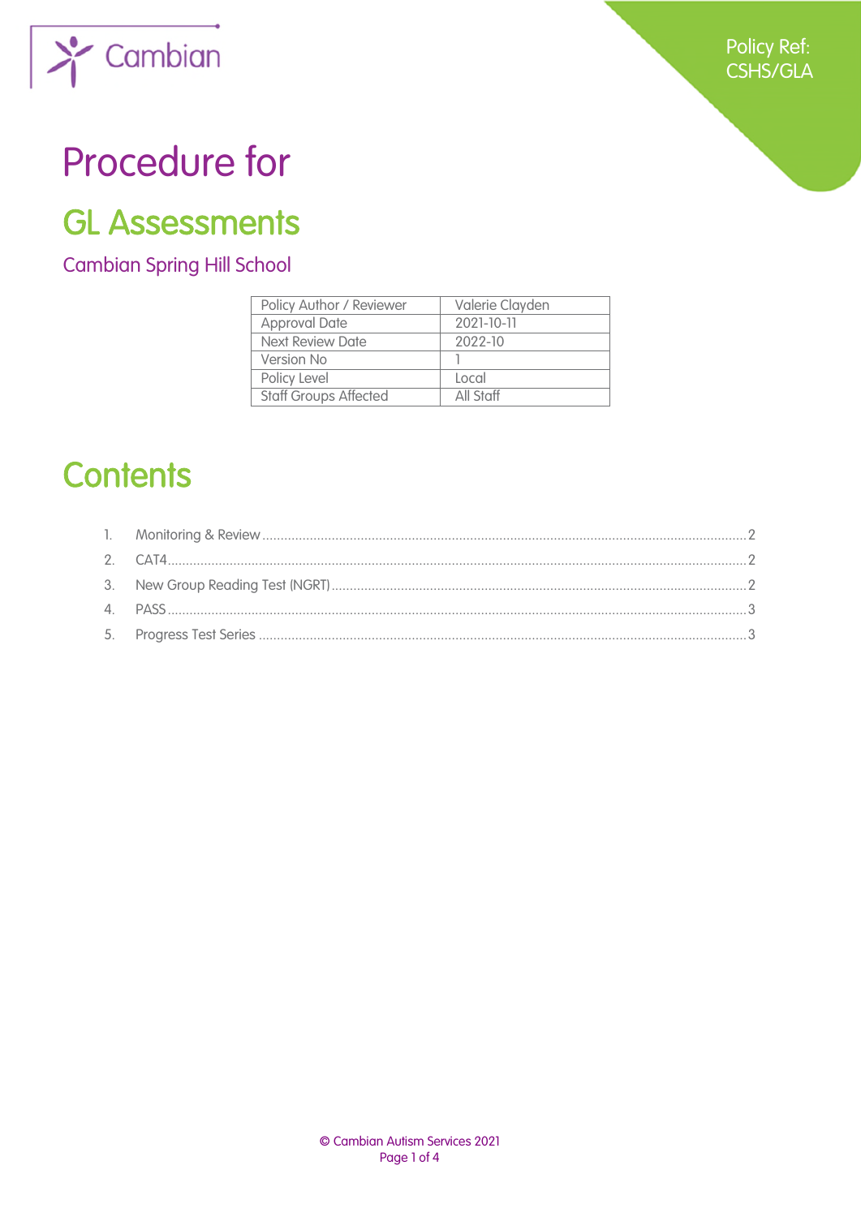Policy Ref: CSHS/GLA

# Procedure for

# GL Assessments

### Cambian Spring Hill School

| | |
|---|---|
| Policy Author / Reviewer | Valerie Clayden |
| Approval Date | 2021-10-11 |
| Next Review Date | 2022-10 |
| Version No | 1 |
| Policy Level | Local |
| Staff Groups Affected | All Staff |

## Contents

1. Monitoring & Review .......... 2
2. CAT4 .......... 2
3. New Group Reading Test (NGRT) .......... 2
4. PASS .......... 3
5. Progress Test Series .......... 3

© Cambian Autism Services 2021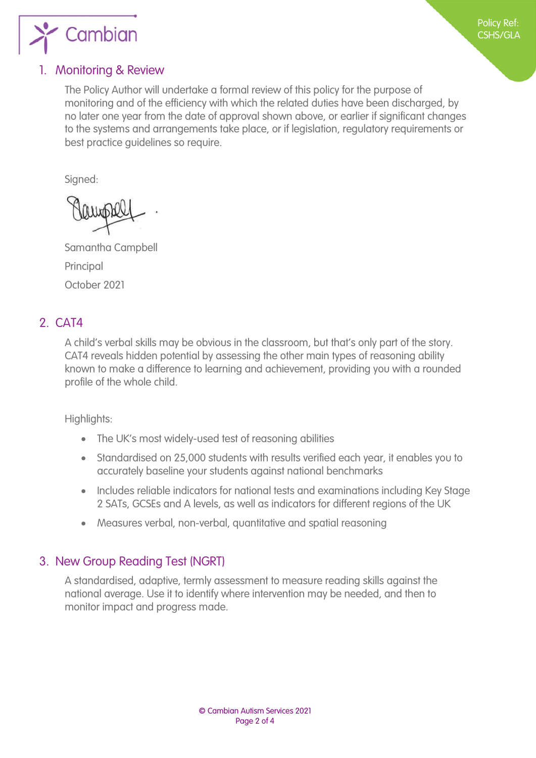## 1. Monitoring & Review

The Policy Author will undertake a formal review of this policy for the purpose of monitoring and of the efficiency with which the related duties have been discharged, by no later one year from the date of approval shown above, or earlier if significant changes to the systems and arrangements take place, or if legislation, regulatory requirements or best practice guidelines so require.

Signed:

Samantha Campbell

Principal

October 2021

## 2. CAT4

A child's verbal skills may be obvious in the classroom, but that's only part of the story. CAT4 reveals hidden potential by assessing the other main types of reasoning ability known to make a difference to learning and achievement, providing you with a rounded profile of the whole child.

Highlights:

- The UK's most widely-used test of reasoning abilities
- Standardised on 25,000 students with results verified each year, it enables you to accurately baseline your students against national benchmarks
- Includes reliable indicators for national tests and examinations including Key Stage 2 SATs, GCSEs and A levels, as well as indicators for different regions of the UK
- Measures verbal, non-verbal, quantitative and spatial reasoning

## 3. New Group Reading Test (NGRT)

A standardised, adaptive, termly assessment to measure reading skills against the national average. Use it to identify where intervention may be needed, and then to monitor impact and progress made.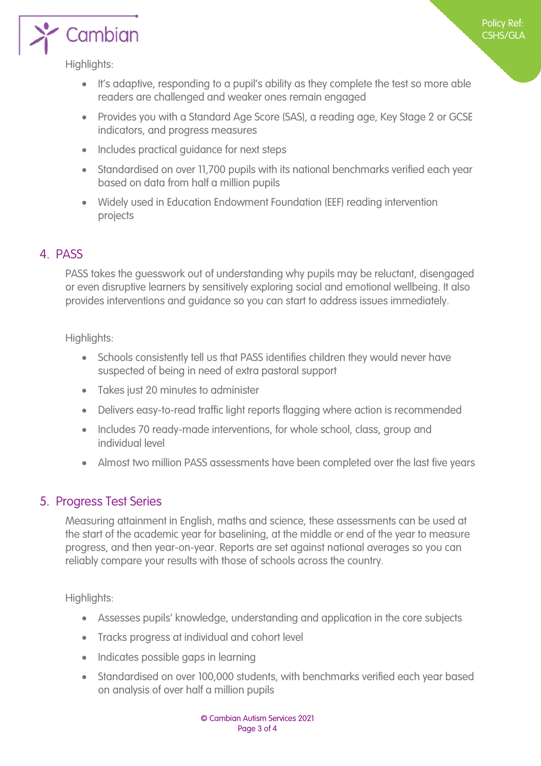Highlights:

- It's adaptive, responding to a pupil's ability as they complete the test so more able readers are challenged and weaker ones remain engaged
- Provides you with a Standard Age Score (SAS), a reading age, Key Stage 2 or GCSE indicators, and progress measures
- Includes practical guidance for next steps
- Standardised on over 11,700 pupils with its national benchmarks verified each year based on data from half a million pupils
- Widely used in Education Endowment Foundation (EEF) reading intervention projects

## 4. PASS

PASS takes the guesswork out of understanding why pupils may be reluctant, disengaged or even disruptive learners by sensitively exploring social and emotional wellbeing. It also provides interventions and guidance so you can start to address issues immediately.

Highlights:

- Schools consistently tell us that PASS identifies children they would never have suspected of being in need of extra pastoral support
- Takes just 20 minutes to administer
- Delivers easy-to-read traffic light reports flagging where action is recommended
- Includes 70 ready-made interventions, for whole school, class, group and individual level
- Almost two million PASS assessments have been completed over the last five years

## 5. Progress Test Series

Measuring attainment in English, maths and science, these assessments can be used at the start of the academic year for baselining, at the middle or end of the year to measure progress, and then year-on-year. Reports are set against national averages so you can reliably compare your results with those of schools across the country.

Highlights:

- Assesses pupils' knowledge, understanding and application in the core subjects
- Tracks progress at individual and cohort level
- Indicates possible gaps in learning
- Standardised on over 100,000 students, with benchmarks verified each year based on analysis of over half a million pupils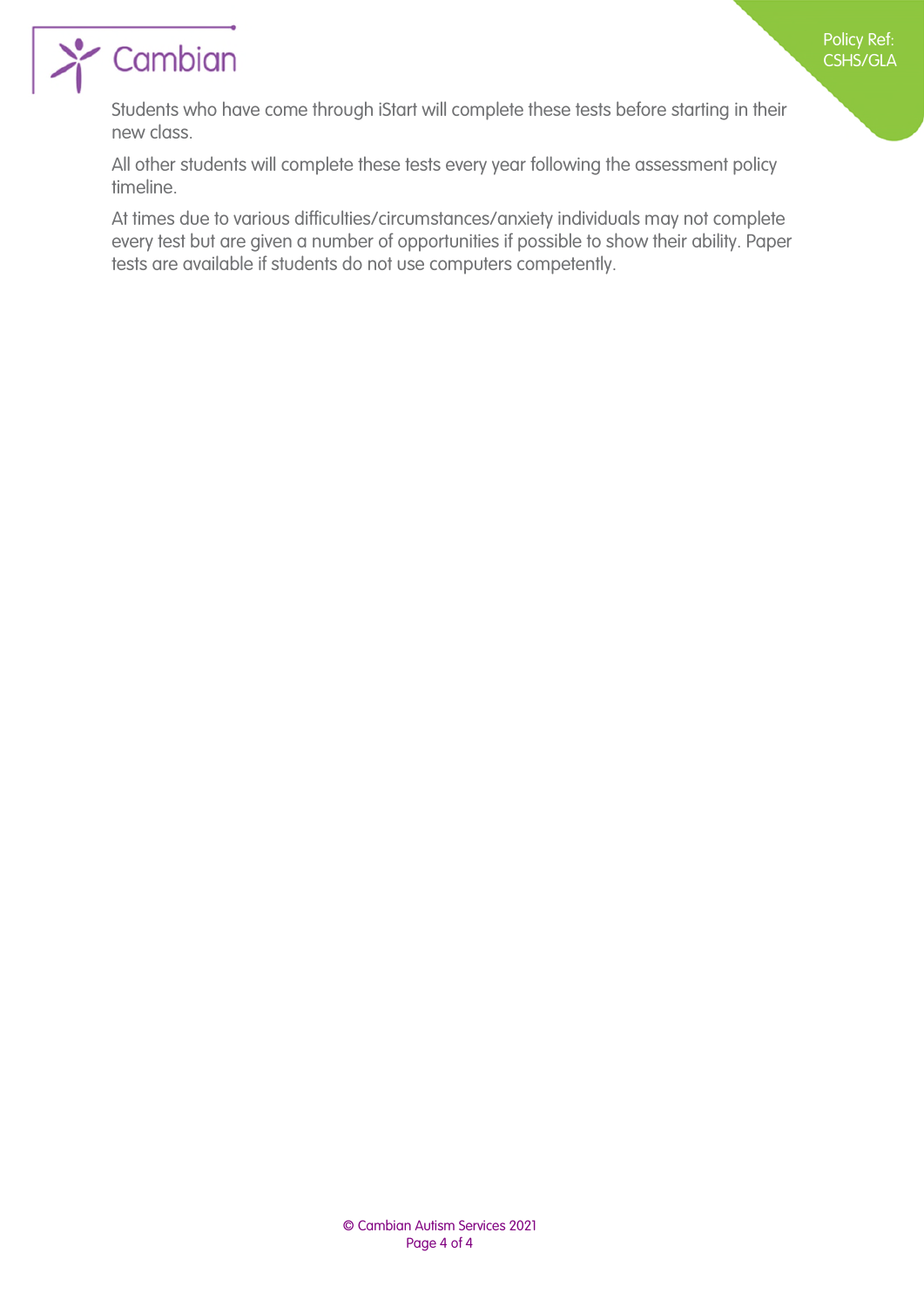Students who have come through iStart will complete these tests before starting in their new class.

All other students will complete these tests every year following the assessment policy timeline.

At times due to various difficulties/circumstances/anxiety individuals may not complete every test but are given a number of opportunities if possible to show their ability. Paper tests are available if students do not use computers competently.